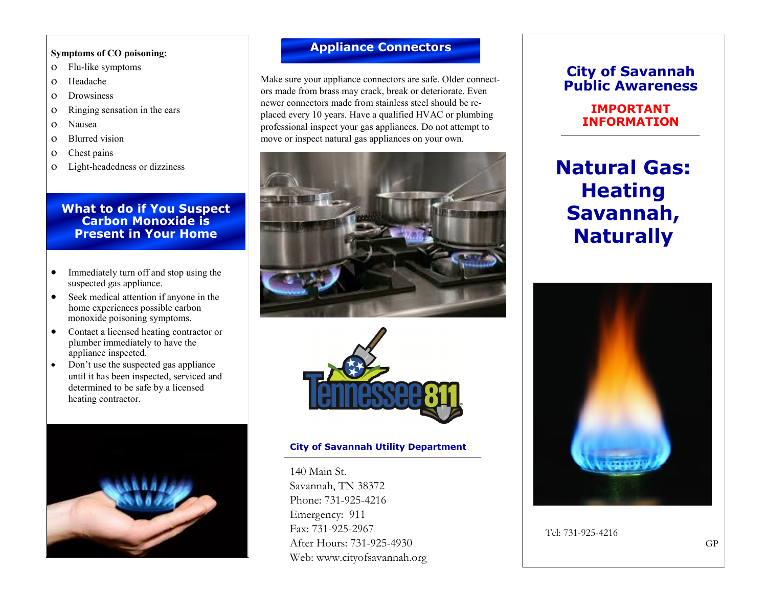**Symptoms of CO poisoning:**

- Flu-like symptoms
- Headache
- Drowsiness
- Ringing sensation in the ears
- Nausea
- Blurred vision
- Chest pains
- Light-headedness or dizziness

## What to do if You Suspect Carbon Monoxide is Present in Your Home

- Immediately turn off and stop using the suspected gas appliance.
- Seek medical attention if anyone in the home experiences possible carbon monoxide poisoning symptoms.
- Contact a licensed heating contractor or plumber immediately to have the appliance inspected.
- Don't use the suspected gas appliance until it has been inspected, serviced and determined to be safe by a licensed heating contractor.

## Appliance Connectors

Make sure your appliance connectors are safe. Older connectors made from brass may crack, break or deteriorate. Even newer connectors made from stainless steel should be replaced every 10 years. Have a qualified HVAC or plumbing professional inspect your gas appliances. Do not attempt to move or inspect natural gas appliances on your own.

Tennessee 811

**City of Savannah Utility Department**

140 Main St.
Savannah, TN 38372
Phone: 731-925-4216
Emergency: 911
Fax: 731-925-2967
After Hours: 731-925-4930
Web: www.cityofsavannah.org

## City of Savannah Public Awareness

**IMPORTANT INFORMATION**

# Natural Gas: Heating Savannah, Naturally

Tel: 731-925-4216

GP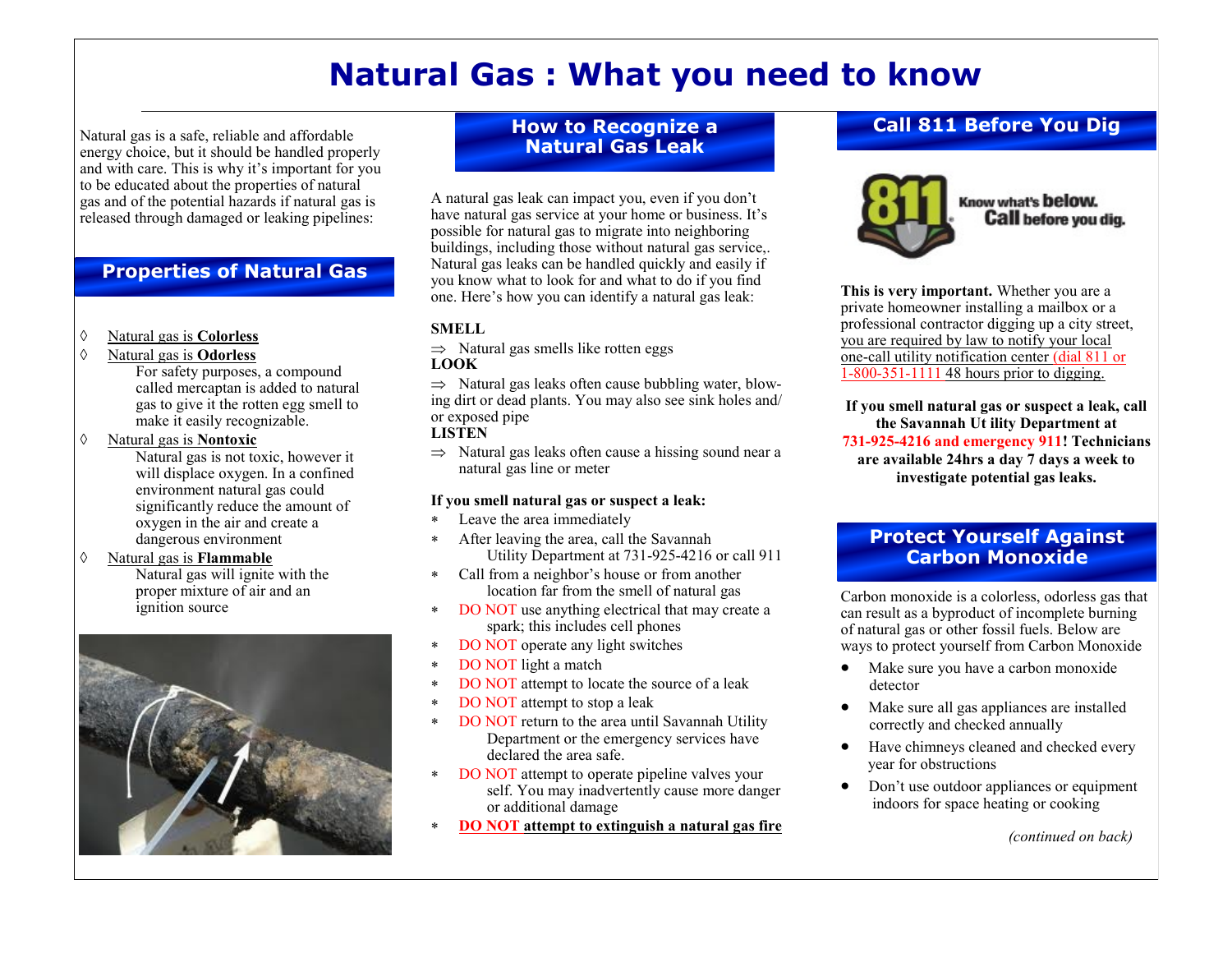# Natural Gas : What you need to know

Natural gas is a safe, reliable and affordable energy choice, but it should be handled properly and with care. This is why it's important for you to be educated about the properties of natural gas and of the potential hazards if natural gas is released through damaged or leaking pipelines:

## Properties of Natural Gas

- ◊ Natural gas is **Colorless**
- ◊ Natural gas is **Odorless**
  For safety purposes, a compound called mercaptan is added to natural gas to give it the rotten egg smell to make it easily recognizable.
- ◊ Natural gas is **Nontoxic**
  Natural gas is not toxic, however it will displace oxygen. In a confined environment natural gas could significantly reduce the amount of oxygen in the air and create a dangerous environment
- ◊ Natural gas is **Flammable**
  Natural gas will ignite with the proper mixture of air and an ignition source

## How to Recognize a Natural Gas Leak

A natural gas leak can impact you, even if you don't have natural gas service at your home or business. It's possible for natural gas to migrate into neighboring buildings, including those without natural gas service,. Natural gas leaks can be handled quickly and easily if you know what to look for and what to do if you find one. Here's how you can identify a natural gas leak:

**SMELL**

⇒ Natural gas smells like rotten eggs

**LOOK**

⇒ Natural gas leaks often cause bubbling water, blowing dirt or dead plants. You may also see sink holes and/or exposed pipe

**LISTEN**

⇒ Natural gas leaks often cause a hissing sound near a natural gas line or meter

**If you smell natural gas or suspect a leak:**

- Leave the area immediately
- After leaving the area, call the Savannah Utility Department at 731-925-4216 or call 911
- Call from a neighbor's house or from another location far from the smell of natural gas
- DO NOT use anything electrical that may create a spark; this includes cell phones
- DO NOT operate any light switches
- DO NOT light a match
- DO NOT attempt to locate the source of a leak
- DO NOT attempt to stop a leak
- DO NOT return to the area until Savannah Utility Department or the emergency services have declared the area safe.
- DO NOT attempt to operate pipeline valves your self. You may inadvertently cause more danger or additional damage
- **DO NOT attempt to extinguish a natural gas fire**

## Call 811 Before You Dig

811 Know what's **below.** **Call** before you dig.

**This is very important.** Whether you are a private homeowner installing a mailbox or a professional contractor digging up a city street, you are required by law to notify your local one-call utility notification center (dial 811 or 1-800-351-1111 48 hours prior to digging.

**If you smell natural gas or suspect a leak, call the Savannah Ut ility Department at 731-925-4216 and emergency 911! Technicians are available 24hrs a day 7 days a week to investigate potential gas leaks.**

## Protect Yourself Against Carbon Monoxide

Carbon monoxide is a colorless, odorless gas that can result as a byproduct of incomplete burning of natural gas or other fossil fuels. Below are ways to protect yourself from Carbon Monoxide

- Make sure you have a carbon monoxide detector
- Make sure all gas appliances are installed correctly and checked annually
- Have chimneys cleaned and checked every year for obstructions
- Don't use outdoor appliances or equipment indoors for space heating or cooking

*(continued on back)*